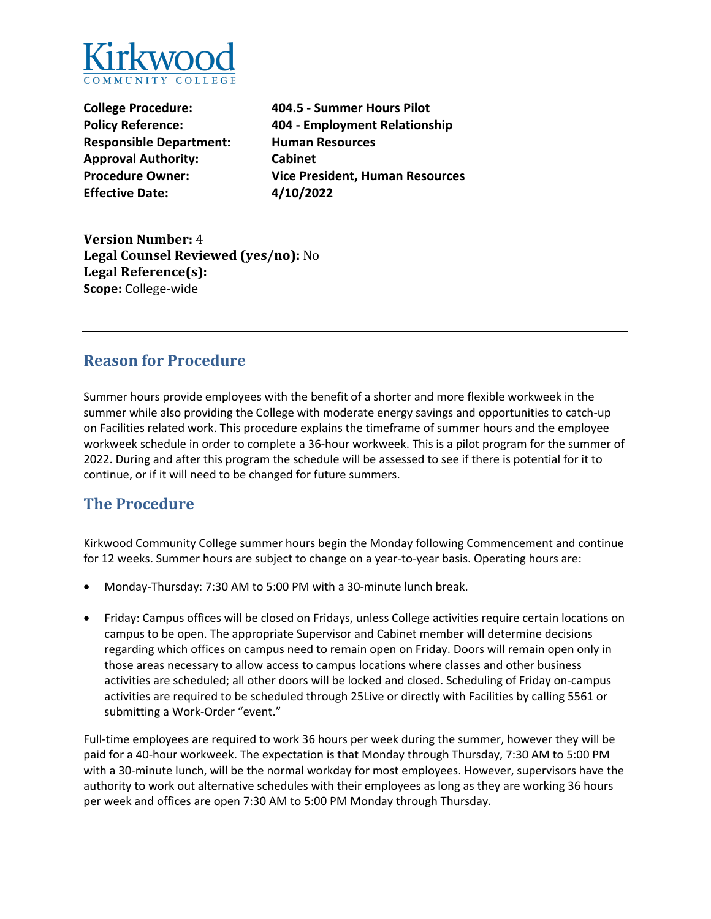Kirkwood
COMMUNITY COLLEGE

**College Procedure:** **404.5 - Summer Hours Pilot**
**Policy Reference:** **404 - Employment Relationship**
**Responsible Department:** **Human Resources**
**Approval Authority:** **Cabinet**
**Procedure Owner:** **Vice President, Human Resources**
**Effective Date:** **4/10/2022**

**Version Number:** 4
**Legal Counsel Reviewed (yes/no):** No
**Legal Reference(s):**
**Scope:** College-wide

---

## Reason for Procedure

Summer hours provide employees with the benefit of a shorter and more flexible workweek in the summer while also providing the College with moderate energy savings and opportunities to catch-up on Facilities related work. This procedure explains the timeframe of summer hours and the employee workweek schedule in order to complete a 36-hour workweek. This is a pilot program for the summer of 2022. During and after this program the schedule will be assessed to see if there is potential for it to continue, or if it will need to be changed for future summers.

## The Procedure

Kirkwood Community College summer hours begin the Monday following Commencement and continue for 12 weeks. Summer hours are subject to change on a year-to-year basis. Operating hours are:

- Monday-Thursday: 7:30 AM to 5:00 PM with a 30-minute lunch break.
- Friday: Campus offices will be closed on Fridays, unless College activities require certain locations on campus to be open. The appropriate Supervisor and Cabinet member will determine decisions regarding which offices on campus need to remain open on Friday. Doors will remain open only in those areas necessary to allow access to campus locations where classes and other business activities are scheduled; all other doors will be locked and closed. Scheduling of Friday on-campus activities are required to be scheduled through 25Live or directly with Facilities by calling 5561 or submitting a Work-Order "event."

Full-time employees are required to work 36 hours per week during the summer, however they will be paid for a 40-hour workweek. The expectation is that Monday through Thursday, 7:30 AM to 5:00 PM with a 30-minute lunch, will be the normal workday for most employees. However, supervisors have the authority to work out alternative schedules with their employees as long as they are working 36 hours per week and offices are open 7:30 AM to 5:00 PM Monday through Thursday.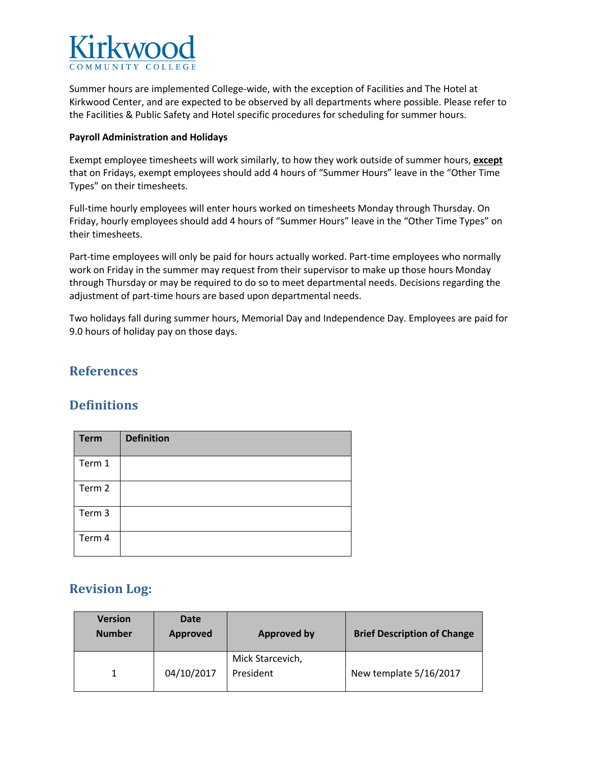Kirkwood
COMMUNITY COLLEGE

Summer hours are implemented College-wide, with the exception of Facilities and The Hotel at Kirkwood Center, and are expected to be observed by all departments where possible. Please refer to the Facilities & Public Safety and Hotel specific procedures for scheduling for summer hours.

**Payroll Administration and Holidays**

Exempt employee timesheets will work similarly, to how they work outside of summer hours, **<u>except</u>** that on Fridays, exempt employees should add 4 hours of "Summer Hours" leave in the "Other Time Types" on their timesheets.

Full-time hourly employees will enter hours worked on timesheets Monday through Thursday. On Friday, hourly employees should add 4 hours of "Summer Hours" leave in the "Other Time Types" on their timesheets.

Part-time employees will only be paid for hours actually worked. Part-time employees who normally work on Friday in the summer may request from their supervisor to make up those hours Monday through Thursday or may be required to do so to meet departmental needs. Decisions regarding the adjustment of part-time hours are based upon departmental needs.

Two holidays fall during summer hours, Memorial Day and Independence Day. Employees are paid for 9.0 hours of holiday pay on those days.

## References

## Definitions

| Term | Definition |
|---|---|
| Term 1 | |
| Term 2 | |
| Term 3 | |
| Term 4 | |

## Revision Log:

| Version Number | Date Approved | Approved by | Brief Description of Change |
|---|---|---|---|
| 1 | 04/10/2017 | Mick Starcevich, President | New template 5/16/2017 |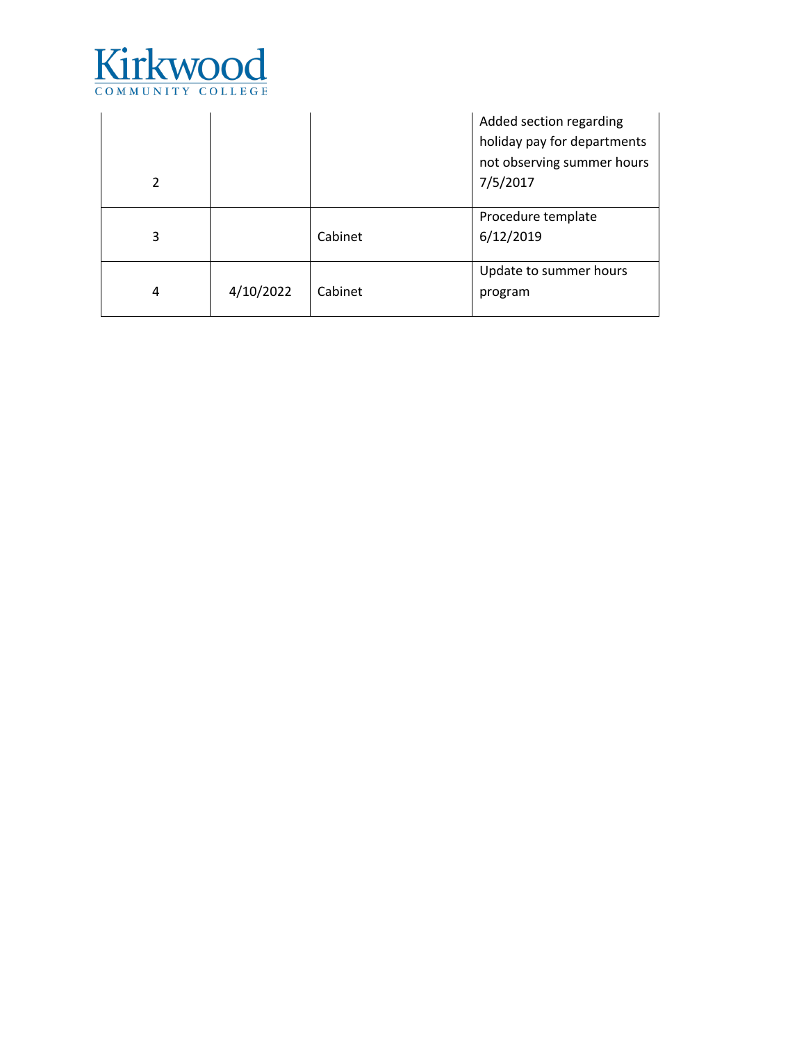| | | | |
|---|---|---|---|
| 2 | | | Added section regarding holiday pay for departments not observing summer hours 7/5/2017 |
| 3 | | Cabinet | Procedure template 6/12/2019 |
| 4 | 4/10/2022 | Cabinet | Update to summer hours program |